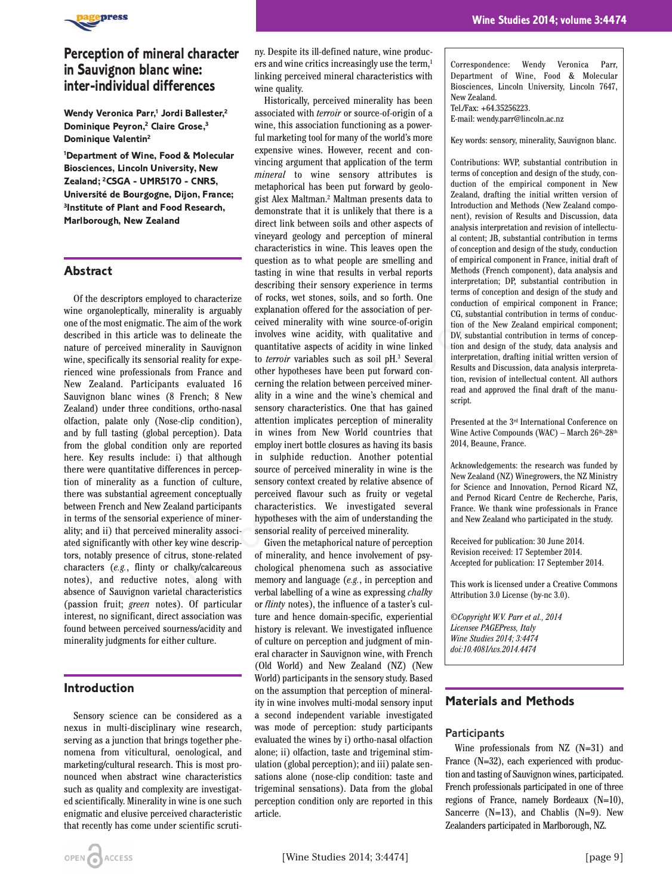# Perception of mineral character in Sauvignon blanc wine: inter-individual differences

**Wendy Veronica Parr,[1] Jordi Ballester,[2] Dominique Peyron,[2] Claire Grose,[3] Dominique Valentin[2]**

**[1]Department of Wine, Food & Molecular Biosciences, Lincoln University, New Zealand; [2]CSGA - UMR5170 - CNRS, Université de Bourgogne, Dijon, France; [3]Institute of Plant and Food Research, Marlborough, New Zealand**

## Abstract

Of the descriptors employed to characterize wine organoleptically, minerality is arguably one of the most enigmatic. The aim of the work described in this article was to delineate the nature of perceived minerality in Sauvignon wine, specifically its sensorial reality for experienced wine professionals from France and New Zealand. Participants evaluated 16 Sauvignon blanc wines (8 French; 8 New Zealand) under three conditions, ortho-nasal olfaction, palate only (Nose-clip condition), and by full tasting (global perception). Data from the global condition only are reported here. Key results include: i) that although there were quantitative differences in perception of minerality as a function of culture, there was substantial agreement conceptually between French and New Zealand participants in terms of the sensorial experience of minerality; and ii) that perceived minerality associated significantly with other key wine descriptors, notably presence of citrus, stone-related characters (*e.g.*, flinty or chalky/calcareous notes), and reductive notes, along with absence of Sauvignon varietal characteristics (passion fruit; *green* notes). Of particular interest, no significant, direct association was found between perceived sourness/acidity and minerality judgments for either culture.

## Introduction

Sensory science can be considered as a nexus in multi-disciplinary wine research, serving as a junction that brings together phenomena from viticultural, oenological, and marketing/cultural research. This is most pronounced when abstract wine characteristics such as quality and complexity are investigated scientifically. Minerality in wine is one such enigmatic and elusive perceived characteristic that recently has come under scientific scrutiny. Despite its ill-defined nature, wine producers and wine critics increasingly use the term,[1] linking perceived mineral characteristics with wine quality.

Historically, perceived minerality has been associated with *terroir* or source-of-origin of a wine, this association functioning as a powerful marketing tool for many of the world's more expensive wines. However, recent and convincing argument that application of the term *mineral* to wine sensory attributes is metaphorical has been put forward by geologist Alex Maltman.[2] Maltman presents data to demonstrate that it is unlikely that there is a direct link between soils and other aspects of vineyard geology and perception of mineral characteristics in wine. This leaves open the question as to what people are smelling and tasting in wine that results in verbal reports describing their sensory experience in terms of rocks, wet stones, soils, and so forth. One explanation offered for the association of perceived minerality with wine source-of-origin involves wine acidity, with qualitative and quantitative aspects of acidity in wine linked to *terroir* variables such as soil pH.[3] Several other hypotheses have been put forward concerning the relation between perceived minerality in a wine and the wine's chemical and sensory characteristics. One that has gained attention implicates perception of minerality in wines from New World countries that employ inert bottle closures as having its basis in sulphide reduction. Another potential source of perceived minerality in wine is the sensory context created by relative absence of perceived flavour such as fruity or vegetal characteristics. We investigated several hypotheses with the aim of understanding the sensorial reality of perceived minerality.

Given the metaphorical nature of perception of minerality, and hence involvement of psychological phenomena such as associative memory and language (*e.g.*, in perception and verbal labelling of a wine as expressing *chalky* or *flinty* notes), the influence of a taster's culture and hence domain-specific, experiential history is relevant. We investigated influence of culture on perception and judgment of mineral character in Sauvignon wine, with French (Old World) and New Zealand (NZ) (New World) participants in the sensory study. Based on the assumption that perception of minerality in wine involves multi-modal sensory input a second independent variable investigated was mode of perception: study participants evaluated the wines by i) ortho-nasal olfaction alone; ii) olfaction, taste and trigeminal stimulation (global perception); and iii) palate sensations alone (nose-clip condition: taste and trigeminal sensations). Data from the global perception condition only are reported in this article.

Correspondence: Wendy Veronica Parr, Department of Wine, Food & Molecular Biosciences, Lincoln University, Lincoln 7647, New Zealand.
Tel./Fax: +64.35256223.
E-mail: wendy.parr@lincoln.ac.nz

Key words: sensory, minerality, Sauvignon blanc.

Contributions: WVP, substantial contribution in terms of conception and design of the study, conduction of the empirical component in New Zealand, drafting the initial written version of Introduction and Methods (New Zealand component), revision of Results and Discussion, data analysis interpretation and revision of intellectual content; JB, substantial contribution in terms of conception and design of the study, conduction of empirical component in France, initial draft of Methods (French component), data analysis and interpretation; DP, substantial contribution in terms of conception and design of the study and conduction of empirical component in France; CG, substantial contribution in terms of conduction of the New Zealand empirical component; DV, substantial contribution in terms of conception and design of the study, data analysis and interpretation, drafting initial written version of Results and Discussion, data analysis interpretation, revision of intellectual content. All authors read and approved the final draft of the manuscript.

Presented at the 3rd International Conference on Wine Active Compounds (WAC) – March 26th-28th 2014, Beaune, France.

Acknowledgements: the research was funded by New Zealand (NZ) Winegrowers, the NZ Ministry for Science and Innovation, Pernod Ricard NZ, and Pernod Ricard Centre de Recherche, Paris, France. We thank wine professionals in France and New Zealand who participated in the study.

Received for publication: 30 June 2014.
Revision received: 17 September 2014.
Accepted for publication: 17 September 2014.

This work is licensed under a Creative Commons Attribution 3.0 License (by-nc 3.0).

*©Copyright W.V. Parr et al., 2014*
*Licensee PAGEPress, Italy*
*Wine Studies 2014; 3:4474*
*doi:10.4081/ws.2014.4474*

## Materials and Methods

### Participants

Wine professionals from NZ (N=31) and France (N=32), each experienced with production and tasting of Sauvignon wines, participated. French professionals participated in one of three regions of France, namely Bordeaux (N=10), Sancerre (N=13), and Chablis (N=9). New Zealanders participated in Marlborough, NZ.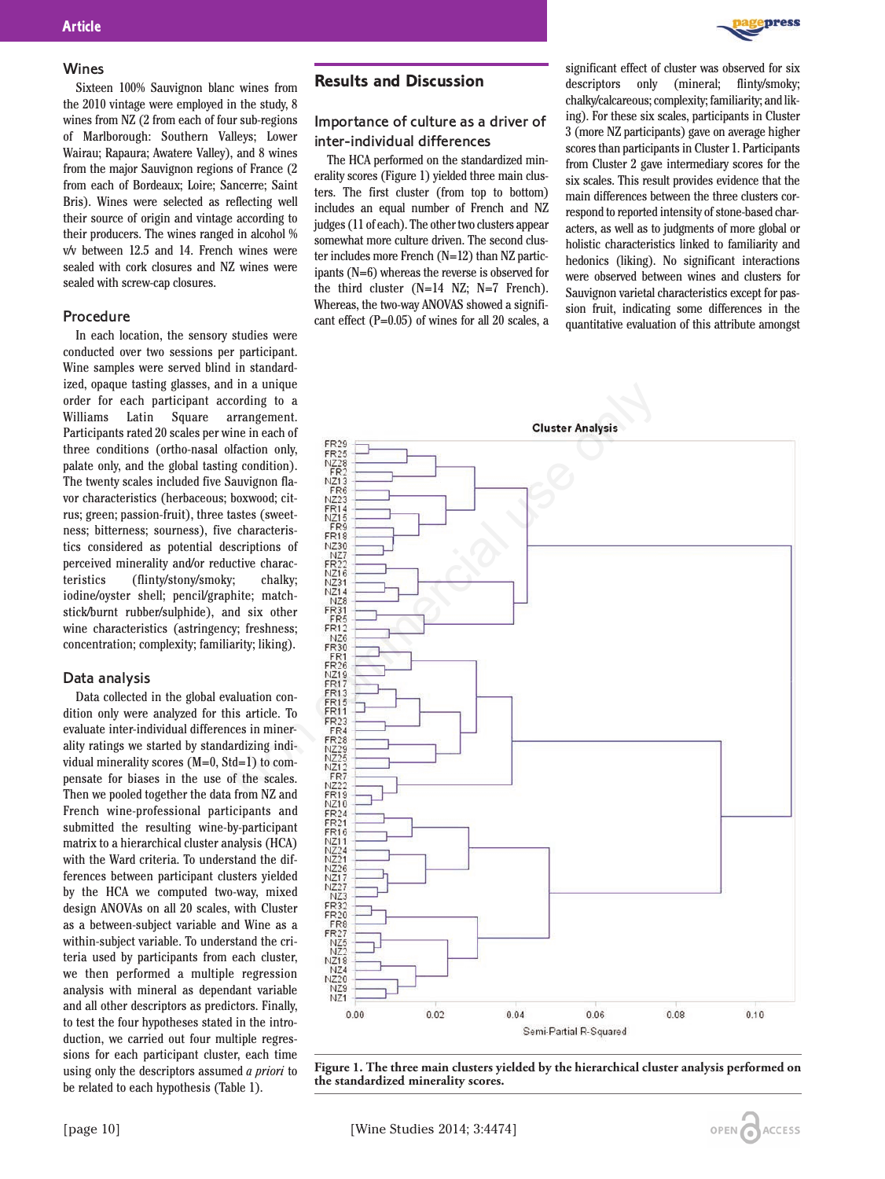## Wines

Sixteen 100% Sauvignon blanc wines from the 2010 vintage were employed in the study, 8 wines from NZ (2 from each of four sub-regions of Marlborough: Southern Valleys; Lower Wairau; Rapaura; Awatere Valley), and 8 wines from the major Sauvignon regions of France (2 from each of Bordeaux; Loire; Sancerre; Saint Bris). Wines were selected as reflecting well their source of origin and vintage according to their producers. The wines ranged in alcohol % v/v between 12.5 and 14. French wines were sealed with cork closures and NZ wines were sealed with screw-cap closures.

## Procedure

In each location, the sensory studies were conducted over two sessions per participant. Wine samples were served blind in standardized, opaque tasting glasses, and in a unique order for each participant according to a Williams Latin Square arrangement. Participants rated 20 scales per wine in each of three conditions (ortho-nasal olfaction only, palate only, and the global tasting condition). The twenty scales included five Sauvignon flavor characteristics (herbaceous; boxwood; citrus; green; passion-fruit), three tastes (sweetness; bitterness; sourness), five characteristics considered as potential descriptions of perceived minerality and/or reductive characteristics (flinty/stony/smoky; chalky; iodine/oyster shell; pencil/graphite; matchstick/burnt rubber/sulphide), and six other wine characteristics (astringency; freshness; concentration; complexity; familiarity; liking).

## Data analysis

Data collected in the global evaluation condition only were analyzed for this article. To evaluate inter-individual differences in minerality ratings we started by standardizing individual minerality scores (M=0, Std=1) to compensate for biases in the use of the scales. Then we pooled together the data from NZ and French wine-professional participants and submitted the resulting wine-by-participant matrix to a hierarchical cluster analysis (HCA) with the Ward criteria. To understand the differences between participant clusters yielded by the HCA we computed two-way, mixed design ANOVAs on all 20 scales, with Cluster as a between-subject variable and Wine as a within-subject variable. To understand the criteria used by participants from each cluster, we then performed a multiple regression analysis with mineral as dependant variable and all other descriptors as predictors. Finally, to test the four hypotheses stated in the introduction, we carried out four multiple regressions for each participant cluster, each time using only the descriptors assumed *a priori* to be related to each hypothesis (Table 1).

# Results and Discussion

## Importance of culture as a driver of inter-individual differences

The HCA performed on the standardized minerality scores (Figure 1) yielded three main clusters. The first cluster (from top to bottom) includes an equal number of French and NZ judges (11 of each). The other two clusters appear somewhat more culture driven. The second cluster includes more French (N=12) than NZ participants (N=6) whereas the reverse is observed for the third cluster (N=14 NZ; N=7 French). Whereas, the two-way ANOVAS showed a significant effect (P=0.05) of wines for all 20 scales, a significant effect of cluster was observed for six descriptors only (mineral; flinty/smoky; chalky/calcareous; complexity; familiarity; and liking). For these six scales, participants in Cluster 3 (more NZ participants) gave on average higher scores than participants in Cluster 1. Participants from Cluster 2 gave intermediary scores for the six scales. This result provides evidence that the main differences between the three clusters correspond to reported intensity of stone-based characters, as well as to judgments of more global or holistic characteristics linked to familiarity and hedonics (liking). No significant interactions were observed between wines and clusters for Sauvignon varietal characteristics except for passion fruit, indicating some differences in the quantitative evaluation of this attribute amongst

**Figure 1. The three main clusters yielded by the hierarchical cluster analysis performed on the standardized minerality scores.**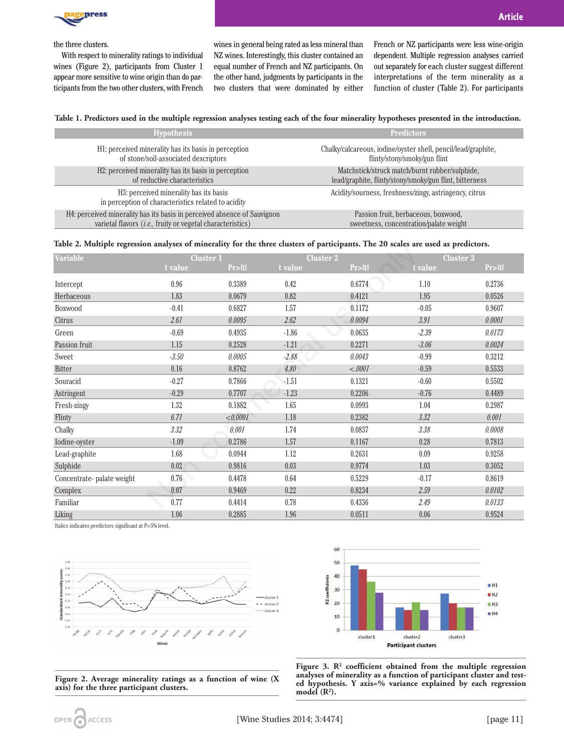the three clusters.

With respect to minerality ratings to individual wines (Figure 2), participants from Cluster 1 appear more sensitive to wine origin than do participants from the two other clusters, with French wines in general being rated as less mineral than NZ wines. Interestingly, this cluster contained an equal number of French and NZ participants. On the other hand, judgments by participants in the two clusters that were dominated by either French or NZ participants were less wine-origin dependent. Multiple regression analyses carried out separately for each cluster suggest different interpretations of the term minerality as a function of cluster (Table 2). For participants

**Table 1. Predictors used in the multiple regression analyses testing each of the four minerality hypotheses presented in the introduction.**

| Hypothesis | Predictors |
|---|---|
| H1: perceived minerality has its basis in perception of stone/soil-associated descriptors | Chalky/calcareous, iodine/oyster shell, pencil/lead/graphite, flinty/stony/smoky/gun flint |
| H2: perceived minerality has its basis in perception of reductive characteristics | Matchstick/struck match/burnt rubber/sulphide, lead/graphite, flinty/stony/smoky/gun flint, bitterness |
| H3: perceived minerality has its basis in perception of characteristics related to acidity | Acidity/sourness, freshness/zingy, astringency, citrus |
| H4: perceived minerality has its basis in perceived absence of Sauvignon varietal flavors (*i.e.,* fruity or vegetal characteristics) | Passion fruit, herbaceous, boxwood, sweetness, concentration/palate weight |

**Table 2. Multiple regression analyses of minerality for the three clusters of participants. The 20 scales are used as predictors.**

| Variable | Cluster 1 | | Cluster 2 | | Cluster 3 | |
|---|---|---|---|---|---|---|
| | t value | Pr>\|t\| | t value | Pr>\|t\| | t value | Pr>\|t\| |
| Intercept | 0.96 | 0.3389 | 0.42 | 0.6774 | 1.10 | 0.2736 |
| Herbaceous | 1.83 | 0.0679 | 0.82 | 0.4121 | 1.95 | 0.0526 |
| Boxwood | -0.41 | 0.6827 | 1.57 | 0.1172 | -0.05 | 0.9607 |
| Citrus | *2.61* | *0.0095* | *2.62* | *0.0094* | *3.91* | *0.0001* |
| Green | -0.69 | 0.4935 | -1.86 | 0.0635 | *-2.39* | *0.0173* |
| Passion fruit | 1.15 | 0.2528 | -1.21 | 0.2271 | *-3.06* | *0.0024* |
| Sweet | *-3.50* | *0.0005* | *-2.88* | *0.0043* | -0.99 | 0.3212 |
| Bitter | 0.16 | 0.8762 | *4.80* | *<.0001* | -0.59 | 0.5533 |
| Souracid | -0.27 | 0.7866 | -1.51 | 0.1321 | -0.60 | 0.5502 |
| Astringent | -0.29 | 0.7707 | -1.23 | 0.2206 | -0.76 | 0.4489 |
| Fresh-zingy | 1.32 | 0.1882 | 1.65 | 0.0993 | 1.04 | 0.2987 |
| Flinty | *6.71* | *<0.0001* | 1.18 | 0.2382 | *3.32* | *0.001* |
| Chalky | *3.32* | *0.001* | 1.74 | 0.0837 | *3.38* | *0.0008* |
| Iodine-oyster | -1.09 | 0.2786 | 1.57 | 0.1167 | 0.28 | 0.7813 |
| Lead-graphite | 1.68 | 0.0944 | 1.12 | 0.2631 | 0.09 | 0.9258 |
| Sulphide | 0.02 | 0.9816 | 0.03 | 0.9774 | 1.03 | 0.3052 |
| Concentrate- palate weight | 0.76 | 0.4478 | 0.64 | 0.5229 | -0.17 | 0.8619 |
| Complex | 0.07 | 0.9469 | 0.22 | 0.8234 | *2.59* | *0.0102* |
| Familiar | 0.77 | 0.4414 | 0.78 | 0.4336 | *2.49* | *0.0133* |
| Liking | 1.06 | 0.2885 | 1.96 | 0.0511 | 0.06 | 0.9524 |

Italics indicates predictors significant at P=5% level.

**Figure 2. Average minerality ratings as a function of wine (X axis) for the three participant clusters.**

**Figure 3. $R^2$ coefficient obtained from the multiple regression analyses of minerality as a function of participant cluster and tested hypothesis. Y axis=% variance explained by each regression model ($R^2$).**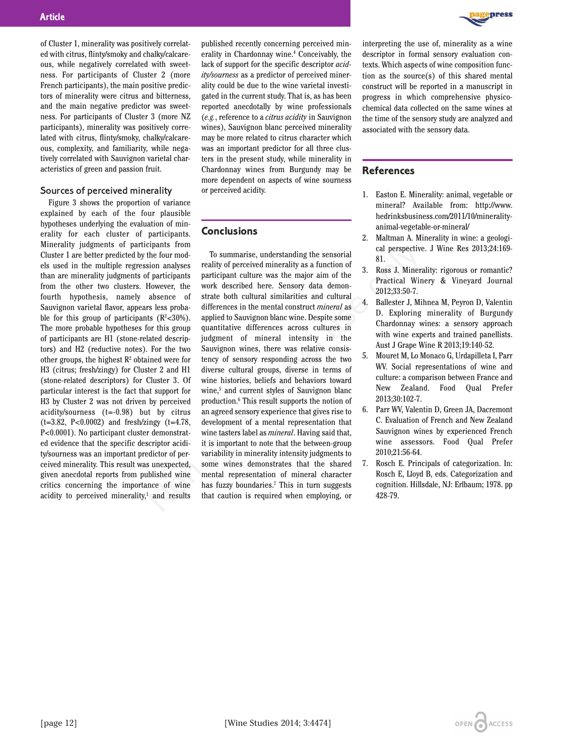of Cluster 1, minerality was positively correlated with citrus, flinty/smoky and chalky/calcareous, while negatively correlated with sweetness. For participants of Cluster 2 (more French participants), the main positive predictors of minerality were citrus and bitterness, and the main negative predictor was sweetness. For participants of Cluster 3 (more NZ participants), minerality was positively correlated with citrus, flinty/smoky, chalky/calcareous, complexity, and familiarity, while negatively correlated with Sauvignon varietal characteristics of green and passion fruit.

### Sources of perceived minerality

Figure 3 shows the proportion of variance explained by each of the four plausible hypotheses underlying the evaluation of minerality for each cluster of participants. Minerality judgments of participants from Cluster 1 are better predicted by the four models used in the multiple regression analyses than are minerality judgments of participants from the other two clusters. However, the fourth hypothesis, namely absence of Sauvignon varietal flavor, appears less probable for this group of participants ($R^2$<30%). The more probable hypotheses for this group of participants are H1 (stone-related descriptors) and H2 (reductive notes). For the two other groups, the highest $R^2$ obtained were for H3 (citrus; fresh/zingy) for Cluster 2 and H1 (stone-related descriptors) for Cluster 3. Of particular interest is the fact that support for H3 by Cluster 2 was not driven by perceived acidity/sourness (t=-0.98) but by citrus (t=3.82, P<0.0002) and fresh/zingy (t=4.78, P<0.0001). No participant cluster demonstrated evidence that the specific descriptor acidity/sourness was an important predictor of perceived minerality. This result was unexpected, given anecdotal reports from published wine critics concerning the importance of wine acidity to perceived minerality,[1] and results published recently concerning perceived minerality in Chardonnay wine.[4] Conceivably, the lack of support for the specific descriptor *acidity/sourness* as a predictor of perceived minerality could be due to the wine varietal investigated in the current study. That is, as has been reported anecdotally by wine professionals (*e.g.*, reference to a *citrus acidity* in Sauvignon wines), Sauvignon blanc perceived minerality may be more related to citrus character which was an important predictor for all three clusters in the present study, while minerality in Chardonnay wines from Burgundy may be more dependent on aspects of wine sourness or perceived acidity.

## Conclusions

To summarise, understanding the sensorial reality of perceived minerality as a function of participant culture was the major aim of the work described here. Sensory data demonstrate both cultural similarities and cultural differences in the mental construct *mineral* as applied to Sauvignon blanc wine. Despite some quantitative differences across cultures in judgment of mineral intensity in the Sauvignon wines, there was relative consistency of sensory responding across the two diverse cultural groups, diverse in terms of wine histories, beliefs and behaviors toward wine,[5] and current styles of Sauvignon blanc production.[6] This result supports the notion of an agreed sensory experience that gives rise to development of a mental representation that wine tasters label as *mineral*. Having said that, it is important to note that the between-group variability in minerality intensity judgments to some wines demonstrates that the shared mental representation of mineral character has fuzzy boundaries.[7] This in turn suggests that caution is required when employing, or interpreting the use of, minerality as a wine descriptor in formal sensory evaluation contexts. Which aspects of wine composition function as the source(s) of this shared mental construct will be reported in a manuscript in progress in which comprehensive physicochemical data collected on the same wines at the time of the sensory study are analyzed and associated with the sensory data.

## References

1. Easton E. Minerality: animal, vegetable or mineral? Available from: http://www.hedrinksbusiness.com/2011/10/minerality-animal-vegetable-or-mineral/
2. Maltman A. Minerality in wine: a geological perspective. J Wine Res 2013;24:169-81.
3. Ross J. Minerality: rigorous or romantic? Practical Winery & Vineyard Journal 2012;33:50-7.
4. Ballester J, Mihnea M, Peyron D, Valentin D. Exploring minerality of Burgundy Chardonnay wines: a sensory approach with wine experts and trained panellists. Aust J Grape Wine R 2013;19:140-52.
5. Mouret M, Lo Monaco G, Urdapilleta I, Parr WV. Social representations of wine and culture: a comparison between France and New Zealand. Food Qual Prefer 2013;30:102-7.
6. Parr WV, Valentin D, Green JA, Dacremont C. Evaluation of French and New Zealand Sauvignon wines by experienced French wine assessors. Food Qual Prefer 2010;21:56-64.
7. Rosch E. Principals of categorization. In: Rosch E, Lloyd B, eds. Categorization and cognition. Hillsdale, NJ: Erlbaum; 1978. pp 428-79.